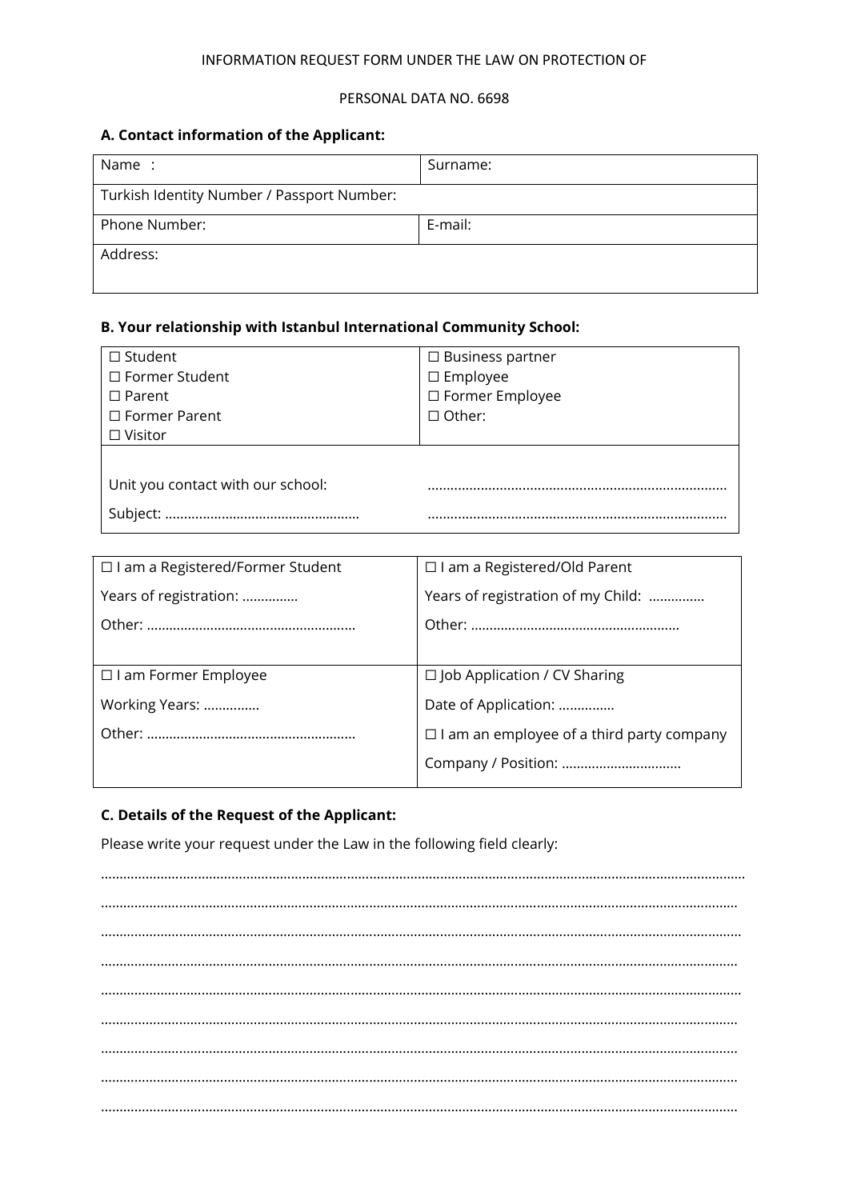INFORMATION REQUEST FORM UNDER THE LAW ON PROTECTION OF

PERSONAL DATA NO. 6698

**A. Contact information of the Applicant:**

| Name : | Surname: |
|---|---|
| Turkish Identity Number / Passport Number: | |
| Phone Number: | E-mail: |
| Address: | |

**B. Your relationship with Istanbul International Community School:**

| | |
|---|---|
| ☐ Student<br>☐ Former Student<br>☐ Parent<br>☐ Former Parent<br>☐ Visitor | ☐ Business partner<br>☐ Employee<br>☐ Former Employee<br>☐ Other: |
| Unit you contact with our school:<br>Subject: ………………………………………….. | ……………………………………………………………………<br>…………………………………………………………………… |

| | |
|---|---|
| ☐ I am a Registered/Former Student<br>Years of registration: ……………<br>Other: ……………………………………………….. | ☐ I am a Registered/Old Parent<br>Years of registration of my Child: ……………<br>Other: ………………………………………………. |
| ☐ I am Former Employee<br>Working Years: ……………<br>Other: ………………………………………………. | ☐ Job Application / CV Sharing<br>Date of Application: ……………<br>☐ I am an employee of a third party company<br>Company / Position: …………………………… |

**C. Details of the Request of the Applicant:**

Please write your request under the Law in the following field clearly:

……………………………………………………………………………………………………………………………………………………

……………………………………………………………………………………………………………………………………………………

……………………………………………………………………………………………………………………………………………………

……………………………………………………………………………………………………………………………………………………

……………………………………………………………………………………………………………………………………………………

……………………………………………………………………………………………………………………………………………………

……………………………………………………………………………………………………………………………………………………

……………………………………………………………………………………………………………………………………………………

……………………………………………………………………………………………………………………………………………………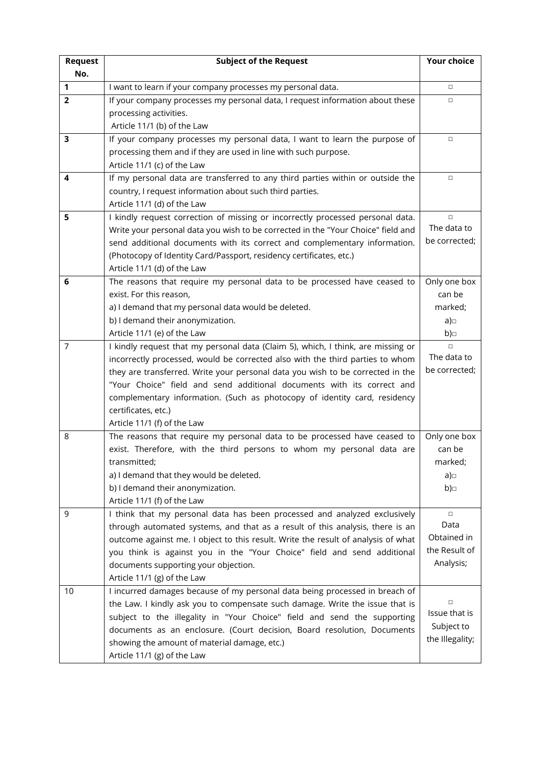| **Request No.** | **Subject of the Request** | **Your choice** |
|---|---|---|
| **1** | I want to learn if your company processes my personal data. | □ |
| **2** | If your company processes my personal data, I request information about these processing activities.<br>Article 11/1 (b) of the Law | □ |
| **3** | If your company processes my personal data, I want to learn the purpose of processing them and if they are used in line with such purpose.<br>Article 11/1 (c) of the Law | □ |
| **4** | If my personal data are transferred to any third parties within or outside the country, I request information about such third parties.<br>Article 11/1 (d) of the Law | □ |
| **5** | I kindly request correction of missing or incorrectly processed personal data. Write your personal data you wish to be corrected in the "Your Choice" field and send additional documents with its correct and complementary information. (Photocopy of Identity Card/Passport, residency certificates, etc.)<br>Article 11/1 (d) of the Law | □<br>The data to be corrected; |
| **6** | The reasons that require my personal data to be processed have ceased to exist. For this reason,<br>a) I demand that my personal data would be deleted.<br>b) I demand their anonymization.<br>Article 11/1 (e) of the Law | Only one box can be marked;<br>a)□<br>b)□ |
| 7 | I kindly request that my personal data (Claim 5), which, I think, are missing or incorrectly processed, would be corrected also with the third parties to whom they are transferred. Write your personal data you wish to be corrected in the "Your Choice" field and send additional documents with its correct and complementary information. (Such as photocopy of identity card, residency certificates, etc.)<br>Article 11/1 (f) of the Law | □<br>The data to be corrected; |
| 8 | The reasons that require my personal data to be processed have ceased to exist. Therefore, with the third persons to whom my personal data are transmitted;<br>a) I demand that they would be deleted.<br>b) I demand their anonymization.<br>Article 11/1 (f) of the Law | Only one box can be marked;<br>a)□<br>b)□ |
| 9 | I think that my personal data has been processed and analyzed exclusively through automated systems, and that as a result of this analysis, there is an outcome against me. I object to this result. Write the result of analysis of what you think is against you in the "Your Choice" field and send additional documents supporting your objection.<br>Article 11/1 (g) of the Law | □<br>Data Obtained in the Result of Analysis; |
| 10 | I incurred damages because of my personal data being processed in breach of the Law. I kindly ask you to compensate such damage. Write the issue that is subject to the illegality in "Your Choice" field and send the supporting documents as an enclosure. (Court decision, Board resolution, Documents showing the amount of material damage, etc.)<br>Article 11/1 (g) of the Law | □<br>Issue that is Subject to the Illegality; |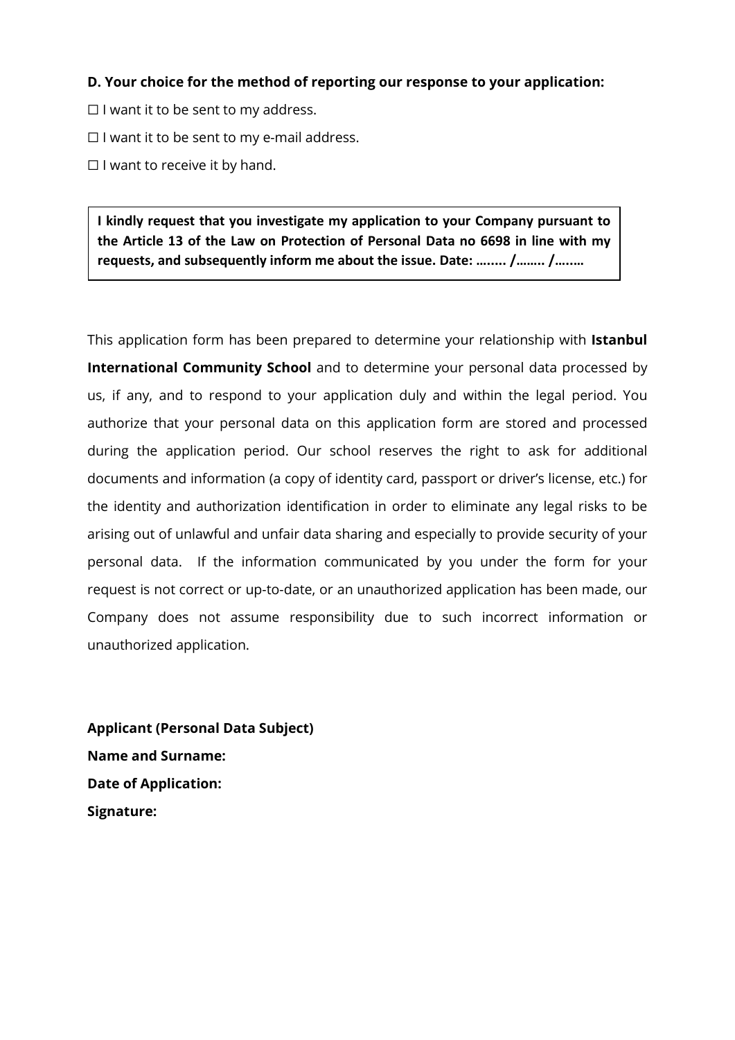**D. Your choice for the method of reporting our response to your application:**

☐ I want it to be sent to my address.

☐ I want it to be sent to my e-mail address.

☐ I want to receive it by hand.

**I kindly request that you investigate my application to your Company pursuant to the Article 13 of the Law on Protection of Personal Data no 6698 in line with my requests, and subsequently inform me about the issue. Date: …..... /…….. /…..…**

This application form has been prepared to determine your relationship with **Istanbul International Community School** and to determine your personal data processed by us, if any, and to respond to your application duly and within the legal period. You authorize that your personal data on this application form are stored and processed during the application period. Our school reserves the right to ask for additional documents and information (a copy of identity card, passport or driver's license, etc.) for the identity and authorization identification in order to eliminate any legal risks to be arising out of unlawful and unfair data sharing and especially to provide security of your personal data. If the information communicated by you under the form for your request is not correct or up-to-date, or an unauthorized application has been made, our Company does not assume responsibility due to such incorrect information or unauthorized application.

**Applicant (Personal Data Subject)**

**Name and Surname:**

**Date of Application:**

**Signature:**